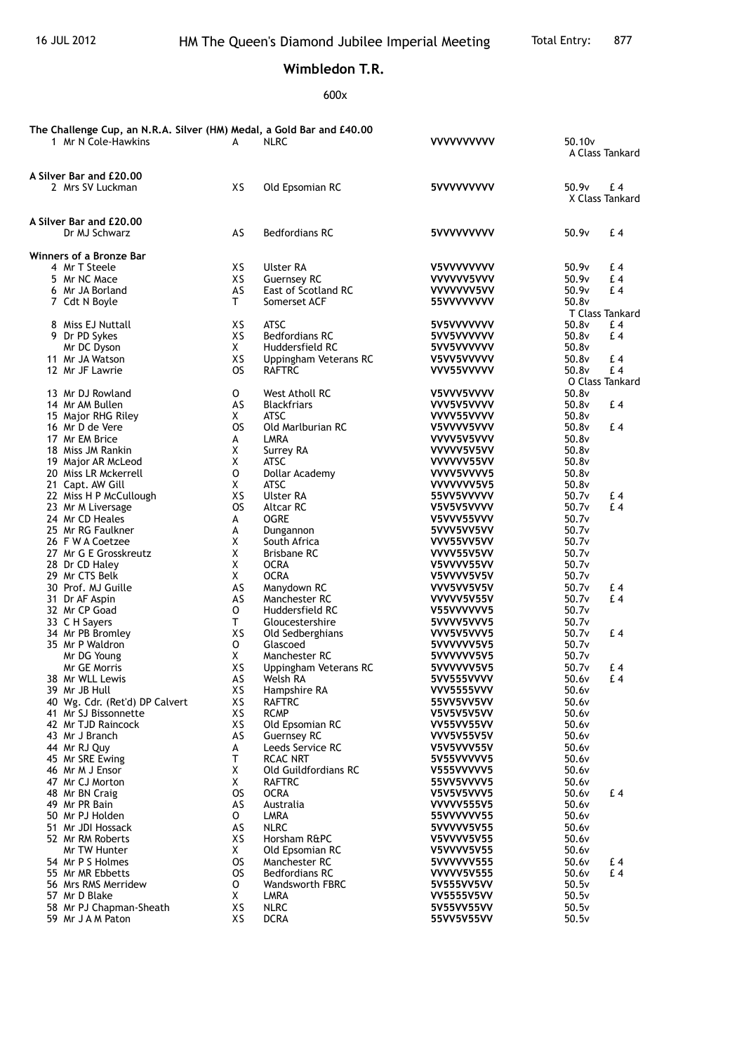16 JUL 2012 HM The Queen's Diamond Jubilee Imperial Meeting Total Entry: 877

## Wimbledon T.R.

600x

**The Challenge Cup, an N.R.A. Silver (HM) Medal, a Gold Bar and £40.00**

| Pos | Name | Class | Club | Scores | Total | Prize |
|---|---|---|---|---|---|---|
| 1 | Mr N Cole-Hawkins | A | NLRC | VVVVVVVVVV | 50.10v | A Class Tankard |

**A Silver Bar and £20.00**

| Pos | Name | Class | Club | Scores | Total | Prize |
|---|---|---|---|---|---|---|
| 2 | Mrs SV Luckman | XS | Old Epsomian RC | 5VVVVVVVVV | 50.9v | £ 4 X Class Tankard |

**A Silver Bar and £20.00**

| Pos | Name | Class | Club | Scores | Total | Prize |
|---|---|---|---|---|---|---|
| | Dr MJ Schwarz | AS | Bedfordians RC | 5VVVVVVVVV | 50.9v | £ 4 |

**Winners of a Bronze Bar**

| Pos | Name | Class | Club | Scores | Total | Prize |
|---|---|---|---|---|---|---|
| 4 | Mr T Steele | XS | Ulster RA | V5VVVVVVVV | 50.9v | £ 4 |
| 5 | Mr NC Mace | XS | Guernsey RC | VVVVVV5VVV | 50.9v | £ 4 |
| 6 | Mr JA Borland | AS | East of Scotland RC | VVVVVVV5VV | 50.9v | £ 4 |
| 7 | Cdt N Boyle | T | Somerset ACF | 55VVVVVVVV | 50.8v | T Class Tankard |
| 8 | Miss EJ Nuttall | XS | ATSC | 5V5VVVVVVV | 50.8v | £ 4 |
| 9 | Dr PD Sykes | XS | Bedfordians RC | 5VV5VVVVVV | 50.8v | £ 4 |
| | Mr DC Dyson | X | Huddersfield RC | 5VV5VVVVVV | 50.8v | |
| 11 | Mr JA Watson | XS | Uppingham Veterans RC | V5VV5VVVVV | 50.8v | £ 4 |
| 12 | Mr JF Lawrie | OS | RAFTRC | VVV55VVVVV | 50.8v | £ 4 O Class Tankard |
| 13 | Mr DJ Rowland | O | West Atholl RC | V5VVV5VVVV | 50.8v | |
| 14 | Mr AM Bullen | AS | Blackfriars | VVV5V5VVVV | 50.8v | £ 4 |
| 15 | Major RHG Riley | X | ATSC | VVVV55VVVV | 50.8v | |
| 16 | Mr D de Vere | OS | Old Marlburian RC | V5VVVV5VVV | 50.8v | £ 4 |
| 17 | Mr EM Brice | A | LMRA | VVVV5V5VVV | 50.8v | |
| 18 | Miss JM Rankin | X | Surrey RA | VVVVVV5V5VV | 50.8v | |
| 19 | Major AR McLeod | X | ATSC | VVVVVV55VV | 50.8v | |
| 20 | Miss LR Mckerrell | O | Dollar Academy | VVVV5VVVV5 | 50.8v | |
| 21 | Capt. AW Gill | X | ATSC | VVVVVVV5V5 | 50.8v | |
| 22 | Miss H P McCullough | XS | Ulster RA | 55VV5VVVVV | 50.7v | £ 4 |
| 23 | Mr M Liversage | OS | Altcar RC | V5V5V5VVVV | 50.7v | £ 4 |
| 24 | Mr CD Heales | A | OGRE | V5VVV55VVV | 50.7v | |
| 25 | Mr RG Faulkner | A | Dungannon | 5VVV5VV5VV | 50.7v | |
| 26 | F W A Coetzee | X | South Africa | VVV55VV5VV | 50.7v | |
| 27 | Mr G E Grosskreutz | X | Brisbane RC | VVVV55V5VV | 50.7v | |
| 28 | Dr CD Haley | X | OCRA | V5VVVV55VV | 50.7v | |
| 29 | Mr CTS Belk | X | OCRA | V5VVVV5V5V | 50.7v | |
| 30 | Prof. MJ Guille | AS | Manydown RC | VVV5VV5V5V | 50.7v | £ 4 |
| 31 | Dr AF Aspin | AS | Manchester RC | VVVVV5V55V | 50.7v | £ 4 |
| 32 | Mr CP Goad | O | Huddersfield RC | V55VVVVVV5 | 50.7v | |
| 33 | C H Sayers | T | Gloucestershire | 5VVVV5VVV5 | 50.7v | |
| 34 | Mr PB Bromley | XS | Old Sedberghians | VVV5V5VVV5 | 50.7v | £ 4 |
| 35 | Mr P Waldron | O | Glascoed | 5VVVVVV5V5 | 50.7v | |
| | Mr DG Young | X | Manchester RC | 5VVVVVV5V5 | 50.7v | |
| | Mr GE Morris | XS | Uppingham Veterans RC | 5VVVVVV5V5 | 50.7v | £ 4 |
| 38 | Mr WLL Lewis | AS | Welsh RA | 5VV555VVVV | 50.6v | £ 4 |
| 39 | Mr JB Hull | XS | Hampshire RA | VVV5555VVV | 50.6v | |
| 40 | Wg. Cdr. (Ret'd) DP Calvert | XS | RAFTRC | 55VV5VV5VV | 50.6v | |
| 41 | Mr SJ Bissonnette | XS | RCMP | V5V5V5V5VV | 50.6v | |
| 42 | Mr TJD Raincock | XS | Old Epsomian RC | VV55VV55VV | 50.6v | |
| 43 | Mr J Branch | AS | Guernsey RC | VVV5V55V5V | 50.6v | |
| 44 | Mr RJ Quy | A | Leeds Service RC | V5V5VVV55V | 50.6v | |
| 45 | Mr SRE Ewing | T | RCAC NRT | 5V55VVVVV5 | 50.6v | |
| 46 | Mr M J Ensor | X | Old Guildfordians RC | V555VVVVV5 | 50.6v | |
| 47 | Mr CJ Morton | X | RAFTRC | 55VV5VVVV5 | 50.6v | |
| 48 | Mr BN Craig | OS | OCRA | V5V5V5VVV5 | 50.6v | £ 4 |
| 49 | Mr PR Bain | AS | Australia | VVVVV555V5 | 50.6v | |
| 50 | Mr PJ Holden | O | LMRA | 55VVVVVV55 | 50.6v | |
| 51 | Mr JDI Hossack | AS | NLRC | 5VVVVV5V55 | 50.6v | |
| 52 | Mr RM Roberts | XS | Horsham R&PC | V5VVVV5V55 | 50.6v | |
| | Mr TW Hunter | X | Old Epsomian RC | V5VVVV5V55 | 50.6v | |
| 54 | Mr P S Holmes | OS | Manchester RC | 5VVVVVV555 | 50.6v | £ 4 |
| 55 | Mr MR Ebbetts | OS | Bedfordians RC | VVVVV5V555 | 50.6v | £ 4 |
| 56 | Mrs RMS Merridew | O | Wandsworth FBRC | 5V555VV5VV | 50.5v | |
| 57 | Mr D Blake | X | LMRA | VV5555V5VV | 50.5v | |
| 58 | Mr PJ Chapman-Sheath | XS | NLRC | 5V55VV55VV | 50.5v | |
| 59 | Mr J A M Paton | XS | DCRA | 55VV5V55VV | 50.5v | |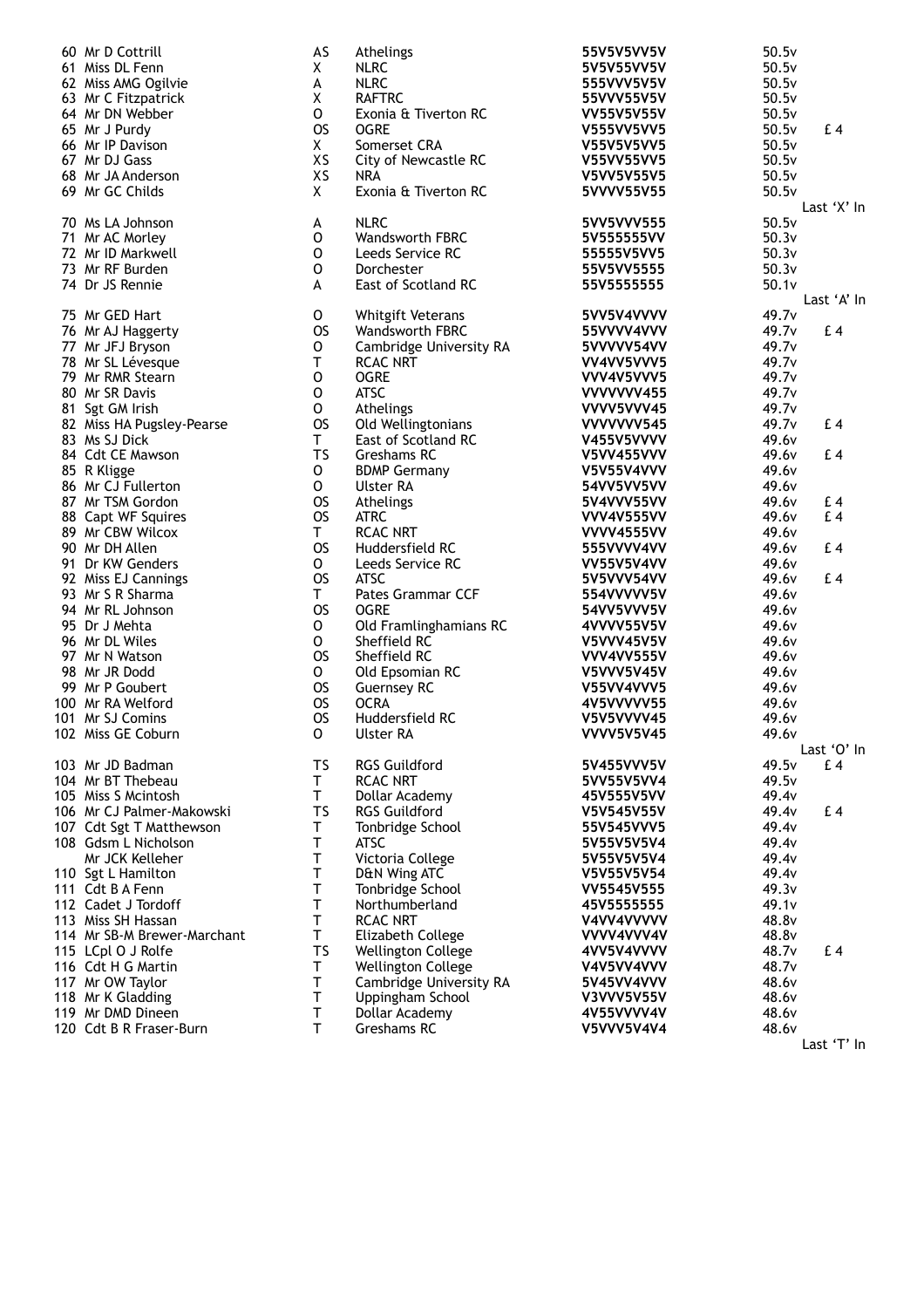| | | | | | | |
|---|---|---|---|---|---|---|
| 60 | Mr D Cottrill | AS | Athelings | 55V5V5VV5V | 50.5v | |
| 61 | Miss DL Fenn | X | NLRC | 5V5V55VV5V | 50.5v | |
| 62 | Miss AMG Ogilvie | A | NLRC | 555VVV5V5V | 50.5v | |
| 63 | Mr C Fitzpatrick | X | RAFTRC | 55VVV55V5V | 50.5v | |
| 64 | Mr DN Webber | O | Exonia & Tiverton RC | VV55V5V55V | 50.5v | |
| 65 | Mr J Purdy | OS | OGRE | V555VV5VV5 | 50.5v | £ 4 |
| 66 | Mr IP Davison | X | Somerset CRA | V55V5V5VV5 | 50.5v | |
| 67 | Mr DJ Gass | XS | City of Newcastle RC | V55VV55VV5 | 50.5v | |
| 68 | Mr JA Anderson | XS | NRA | V5VV5V55V5 | 50.5v | |
| 69 | Mr GC Childs | X | Exonia & Tiverton RC | 5VVVV55V55 | 50.5v | |
| | | | | | | Last 'X' In |
| 70 | Ms LA Johnson | A | NLRC | 5VV5VVV555 | 50.5v | |
| 71 | Mr AC Morley | O | Wandsworth FBRC | 5V555555VV | 50.3v | |
| 72 | Mr ID Markwell | O | Leeds Service RC | 55555V5VV5 | 50.3v | |
| 73 | Mr RF Burden | O | Dorchester | 55V5VV5555 | 50.3v | |
| 74 | Dr JS Rennie | A | East of Scotland RC | 55V5555555 | 50.1v | |
| | | | | | | Last 'A' In |
| 75 | Mr GED Hart | O | Whitgift Veterans | 5VV5V4VVVV | 49.7v | |
| 76 | Mr AJ Haggerty | OS | Wandsworth FBRC | 55VVVV4VVV | 49.7v | £ 4 |
| 77 | Mr JFJ Bryson | O | Cambridge University RA | 5VVVVV54VV | 49.7v | |
| 78 | Mr SL Lévesque | T | RCAC NRT | VV4VV5VVV5 | 49.7v | |
| 79 | Mr RMR Stearn | O | OGRE | VVV4V5VVV5 | 49.7v | |
| 80 | Mr SR Davis | O | ATSC | VVVVVVV455 | 49.7v | |
| 81 | Sgt GM Irish | O | Athelings | VVVV5VVV45 | 49.7v | |
| 82 | Miss HA Pugsley-Pearse | OS | Old Wellingtonians | VVVVVVV545 | 49.7v | £ 4 |
| 83 | Ms SJ Dick | T | East of Scotland RC | V455V5VVVV | 49.6v | |
| 84 | Cdt CE Mawson | TS | Greshams RC | V5VV455VVV | 49.6v | £ 4 |
| 85 | R Kligge | O | BDMP Germany | V5V55V4VVV | 49.6v | |
| 86 | Mr CJ Fullerton | O | Ulster RA | 54VV5VV5VV | 49.6v | |
| 87 | Mr TSM Gordon | OS | Athelings | 5V4VVV55VV | 49.6v | £ 4 |
| 88 | Capt WF Squires | OS | ATRC | VVV4V555VV | 49.6v | £ 4 |
| 89 | Mr CBW Wilcox | T | RCAC NRT | VVVV4555VV | 49.6v | |
| 90 | Mr DH Allen | OS | Huddersfield RC | 555VVVV4VV | 49.6v | £ 4 |
| 91 | Dr KW Genders | O | Leeds Service RC | VV55V5V4VV | 49.6v | |
| 92 | Miss EJ Cannings | OS | ATSC | 5V5VVV54VV | 49.6v | £ 4 |
| 93 | Mr S R Sharma | T | Pates Grammar CCF | 554VVVVV5V | 49.6v | |
| 94 | Mr RL Johnson | OS | OGRE | 54VV5VVV5V | 49.6v | |
| 95 | Dr J Mehta | O | Old Framlinghamians RC | 4VVVV55V5V | 49.6v | |
| 96 | Mr DL Wiles | O | Sheffield RC | V5VVV45V5V | 49.6v | |
| 97 | Mr N Watson | OS | Sheffield RC | VVV4VV555V | 49.6v | |
| 98 | Mr JR Dodd | O | Old Epsomian RC | V5VVV5V45V | 49.6v | |
| 99 | Mr P Goubert | OS | Guernsey RC | V55VV4VVV5 | 49.6v | |
| 100 | Mr RA Welford | OS | OCRA | 4V5VVVVV55 | 49.6v | |
| 101 | Mr SJ Comins | OS | Huddersfield RC | V5V5VVVV45 | 49.6v | |
| 102 | Miss GE Coburn | O | Ulster RA | VVVV5V5V45 | 49.6v | |
| | | | | | | Last 'O' In |
| 103 | Mr JD Badman | TS | RGS Guildford | 5V455VVV5V | 49.5v | £ 4 |
| 104 | Mr BT Thebeau | T | RCAC NRT | 5VV55V5VV4 | 49.5v | |
| 105 | Miss S Mcintosh | T | Dollar Academy | 45V555V5VV | 49.4v | |
| 106 | Mr CJ Palmer-Makowski | TS | RGS Guildford | V5V545V55V | 49.4v | £ 4 |
| 107 | Cdt Sgt T Matthewson | T | Tonbridge School | 55V545VVV5 | 49.4v | |
| 108 | Gdsm L Nicholson | T | ATSC | 5V55V5V5V4 | 49.4v | |
| | Mr JCK Kelleher | T | Victoria College | 5V55V5V5V4 | 49.4v | |
| 110 | Sgt L Hamilton | T | D&N Wing ATC | V5V55V5V54 | 49.4v | |
| 111 | Cdt B A Fenn | T | Tonbridge School | VV5545V555 | 49.3v | |
| 112 | Cadet J Tordoff | T | Northumberland | 45V5555555 | 49.1v | |
| 113 | Miss SH Hassan | T | RCAC NRT | V4VV4VVVVV | 48.8v | |
| 114 | Mr SB-M Brewer-Marchant | T | Elizabeth College | VVVV4VVV4V | 48.8v | |
| 115 | LCpl O J Rolfe | TS | Wellington College | 4VV5V4VVVV | 48.7v | £ 4 |
| 116 | Cdt H G Martin | T | Wellington College | V4V5VV4VVV | 48.7v | |
| 117 | Mr OW Taylor | T | Cambridge University RA | 5V45VV4VVV | 48.6v | |
| 118 | Mr K Gladding | T | Uppingham School | V3VVV5V55V | 48.6v | |
| 119 | Mr DMD Dineen | T | Dollar Academy | 4V55VVVV4V | 48.6v | |
| 120 | Cdt B R Fraser-Burn | T | Greshams RC | V5VVV5V4V4 | 48.6v | |
| | | | | | | Last 'T' In |